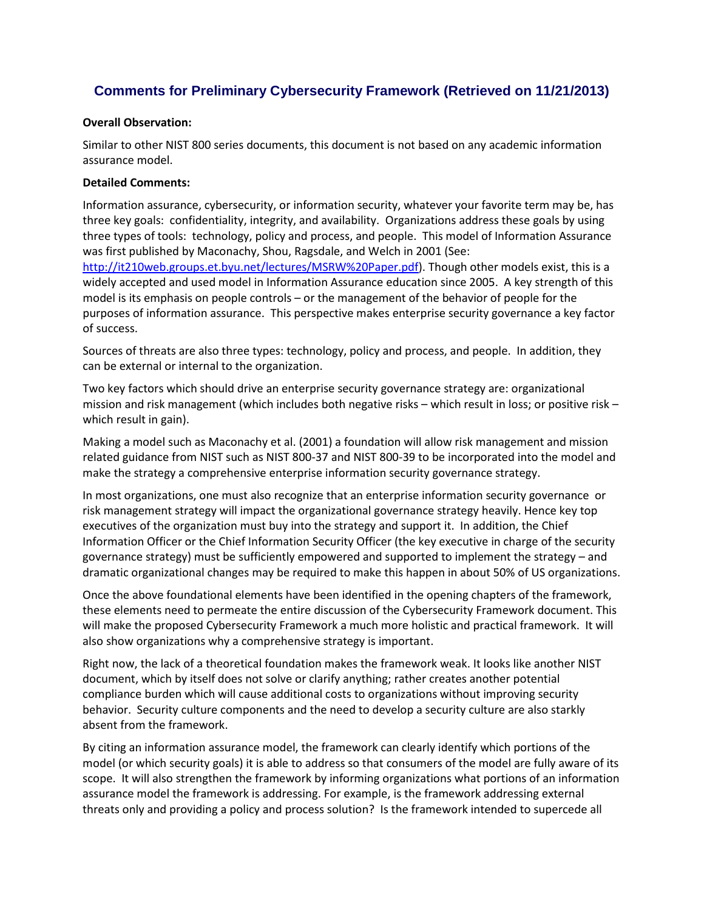## Comments for Preliminary Cybersecurity Framework (Retrieved on 11/21/2013)

**Overall Observation:**

Similar to other NIST 800 series documents, this document is not based on any academic information assurance model.

**Detailed Comments:**

Information assurance, cybersecurity, or information security, whatever your favorite term may be, has three key goals: confidentiality, integrity, and availability. Organizations address these goals by using three types of tools: technology, policy and process, and people. This model of Information Assurance was first published by Maconachy, Shou, Ragsdale, and Welch in 2001 (See: [http://it210web.groups.et.byu.net/lectures/MSRW%20Paper.pdf](http://it210web.groups.et.byu.net/lectures/MSRW%20Paper.pdf)). Though other models exist, this is a widely accepted and used model in Information Assurance education since 2005. A key strength of this model is its emphasis on people controls – or the management of the behavior of people for the purposes of information assurance. This perspective makes enterprise security governance a key factor of success.

Sources of threats are also three types: technology, policy and process, and people. In addition, they can be external or internal to the organization.

Two key factors which should drive an enterprise security governance strategy are: organizational mission and risk management (which includes both negative risks – which result in loss; or positive risk – which result in gain).

Making a model such as Maconachy et al. (2001) a foundation will allow risk management and mission related guidance from NIST such as NIST 800-37 and NIST 800-39 to be incorporated into the model and make the strategy a comprehensive enterprise information security governance strategy.

In most organizations, one must also recognize that an enterprise information security governance or risk management strategy will impact the organizational governance strategy heavily. Hence key top executives of the organization must buy into the strategy and support it. In addition, the Chief Information Officer or the Chief Information Security Officer (the key executive in charge of the security governance strategy) must be sufficiently empowered and supported to implement the strategy – and dramatic organizational changes may be required to make this happen in about 50% of US organizations.

Once the above foundational elements have been identified in the opening chapters of the framework, these elements need to permeate the entire discussion of the Cybersecurity Framework document. This will make the proposed Cybersecurity Framework a much more holistic and practical framework. It will also show organizations why a comprehensive strategy is important.

Right now, the lack of a theoretical foundation makes the framework weak. It looks like another NIST document, which by itself does not solve or clarify anything; rather creates another potential compliance burden which will cause additional costs to organizations without improving security behavior. Security culture components and the need to develop a security culture are also starkly absent from the framework.

By citing an information assurance model, the framework can clearly identify which portions of the model (or which security goals) it is able to address so that consumers of the model are fully aware of its scope. It will also strengthen the framework by informing organizations what portions of an information assurance model the framework is addressing. For example, is the framework addressing external threats only and providing a policy and process solution? Is the framework intended to supercede all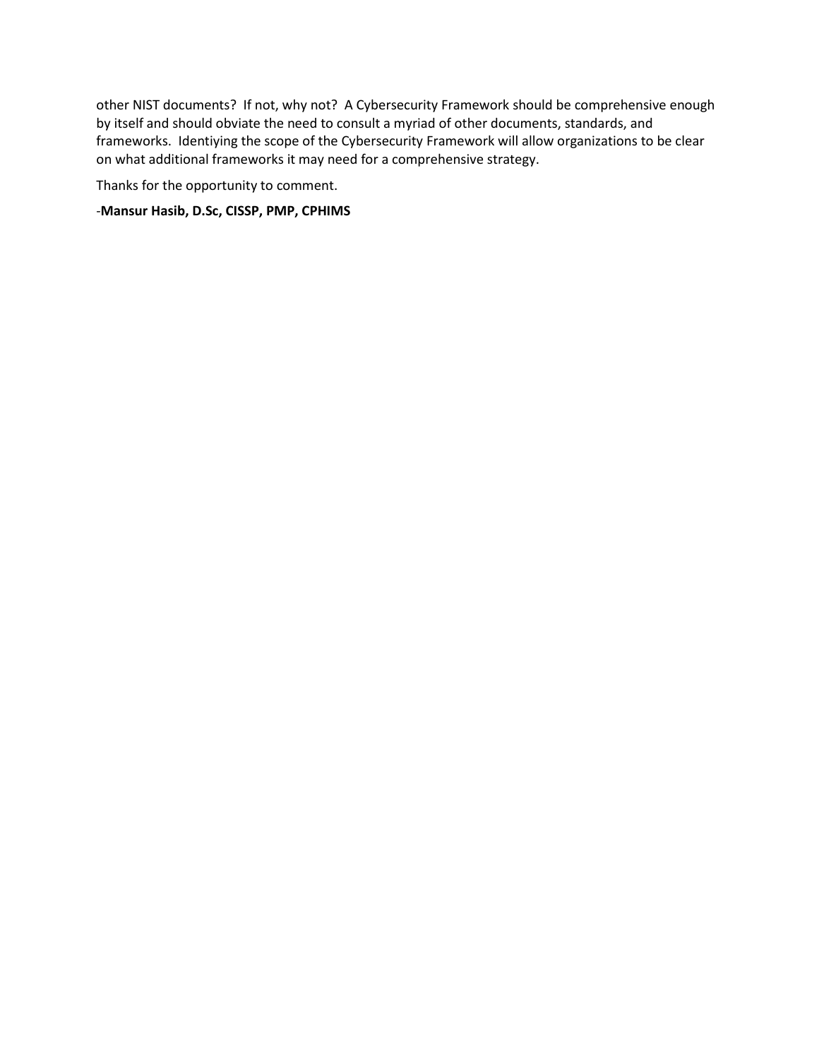other NIST documents? If not, why not? A Cybersecurity Framework should be comprehensive enough by itself and should obviate the need to consult a myriad of other documents, standards, and frameworks. Identiying the scope of the Cybersecurity Framework will allow organizations to be clear on what additional frameworks it may need for a comprehensive strategy.

Thanks for the opportunity to comment.

-**Mansur Hasib, D.Sc, CISSP, PMP, CPHIMS**